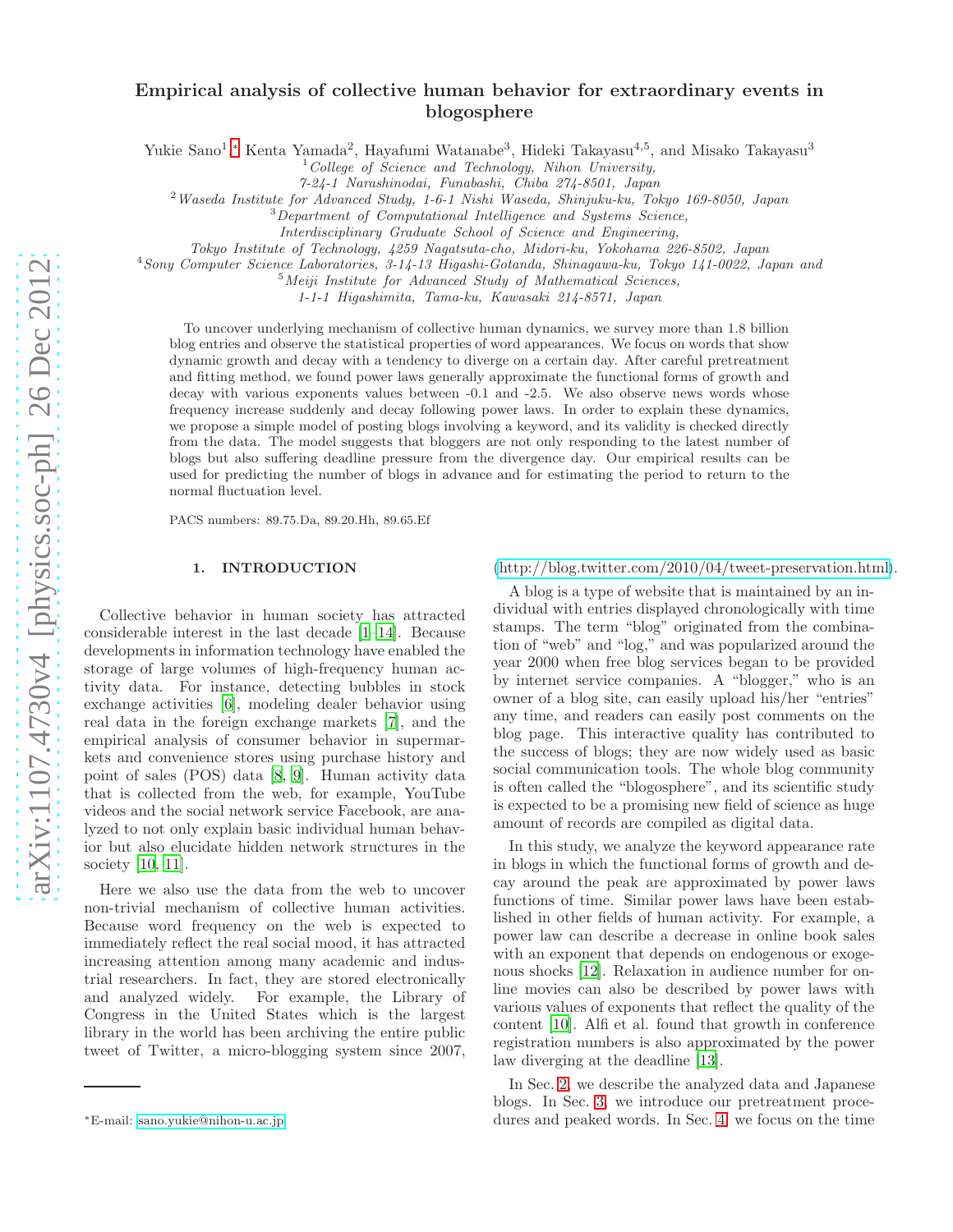# Empirical analysis of collective human behavior for extraordinary events in blogosphere

Yukie Sano[1,*], Kenta Yamada[2], Hayafumi Watanabe[3], Hideki Takayasu[4,5], and Misako Takayasu[3]

[1] *College of Science and Technology, Nihon University, 7-24-1 Narashinodai, Funabashi, Chiba 274-8501, Japan*
[2] *Waseda Institute for Advanced Study, 1-6-1 Nishi Waseda, Shinjuku-ku, Tokyo 169-8050, Japan*
[3] *Department of Computational Intelligence and Systems Science, Interdisciplinary Graduate School of Science and Engineering, Tokyo Institute of Technology, 4259 Nagatsuta-cho, Midori-ku, Yokohama 226-8502, Japan*
[4] *Sony Computer Science Laboratories, 3-14-13 Higashi-Gotanda, Shinagawa-ku, Tokyo 141-0022, Japan and*
[5] *Meiji Institute for Advanced Study of Mathematical Sciences, 1-1-1 Higashimita, Tama-ku, Kawasaki 214-8571, Japan*

To uncover underlying mechanism of collective human dynamics, we survey more than 1.8 billion blog entries and observe the statistical properties of word appearances. We focus on words that show dynamic growth and decay with a tendency to diverge on a certain day. After careful pretreatment and fitting method, we found power laws generally approximate the functional forms of growth and decay with various exponents values between -0.1 and -2.5. We also observe news words whose frequency increase suddenly and decay following power laws. In order to explain these dynamics, we propose a simple model of posting blogs involving a keyword, and its validity is checked directly from the data. The model suggests that bloggers are not only responding to the latest number of blogs but also suffering deadline pressure from the divergence day. Our empirical results can be used for predicting the number of blogs in advance and for estimating the period to return to the normal fluctuation level.

PACS numbers: 89.75.Da, 89.20.Hh, 89.65.Ef

## 1. INTRODUCTION

Collective behavior in human society has attracted considerable interest in the last decade [1–14]. Because developments in information technology have enabled the storage of large volumes of high-frequency human activity data. For instance, detecting bubbles in stock exchange activities [6], modeling dealer behavior using real data in the foreign exchange markets [7], and the empirical analysis of consumer behavior in supermarkets and convenience stores using purchase history and point of sales (POS) data [8, 9]. Human activity data that is collected from the web, for example, YouTube videos and the social network service Facebook, are analyzed to not only explain basic individual human behavior but also elucidate hidden network structures in the society [10, 11].

Here we also use the data from the web to uncover non-trivial mechanism of collective human activities. Because word frequency on the web is expected to immediately reflect the real social mood, it has attracted increasing attention among many academic and industrial researchers. In fact, they are stored electronically and analyzed widely. For example, the Library of Congress in the United States which is the largest library in the world has been archiving the entire public tweet of Twitter, a micro-blogging system since 2007, (http://blog.twitter.com/2010/04/tweet-preservation.html).

A blog is a type of website that is maintained by an individual with entries displayed chronologically with time stamps. The term "blog" originated from the combination of "web" and "log," and was popularized around the year 2000 when free blog services began to be provided by internet service companies. A "blogger," who is an owner of a blog site, can easily upload his/her "entries" any time, and readers can easily post comments on the blog page. This interactive quality has contributed to the success of blogs; they are now widely used as basic social communication tools. The whole blog community is often called the "blogosphere", and its scientific study is expected to be a promising new field of science as huge amount of records are compiled as digital data.

In this study, we analyze the keyword appearance rate in blogs in which the functional forms of growth and decay around the peak are approximated by power laws functions of time. Similar power laws have been established in other fields of human activity. For example, a power law can describe a decrease in online book sales with an exponent that depends on endogenous or exogenous shocks [12]. Relaxation in audience number for online movies can also be described by power laws with various values of exponents that reflect the quality of the content [10]. Alfi et al. found that growth in conference registration numbers is also approximated by the power law diverging at the deadline [13].

In Sec. 2, we describe the analyzed data and Japanese blogs. In Sec. 3, we introduce our pretreatment procedures and peaked words. In Sec. 4, we focus on the time

*E-mail: sano.yukie@nihon-u.ac.jp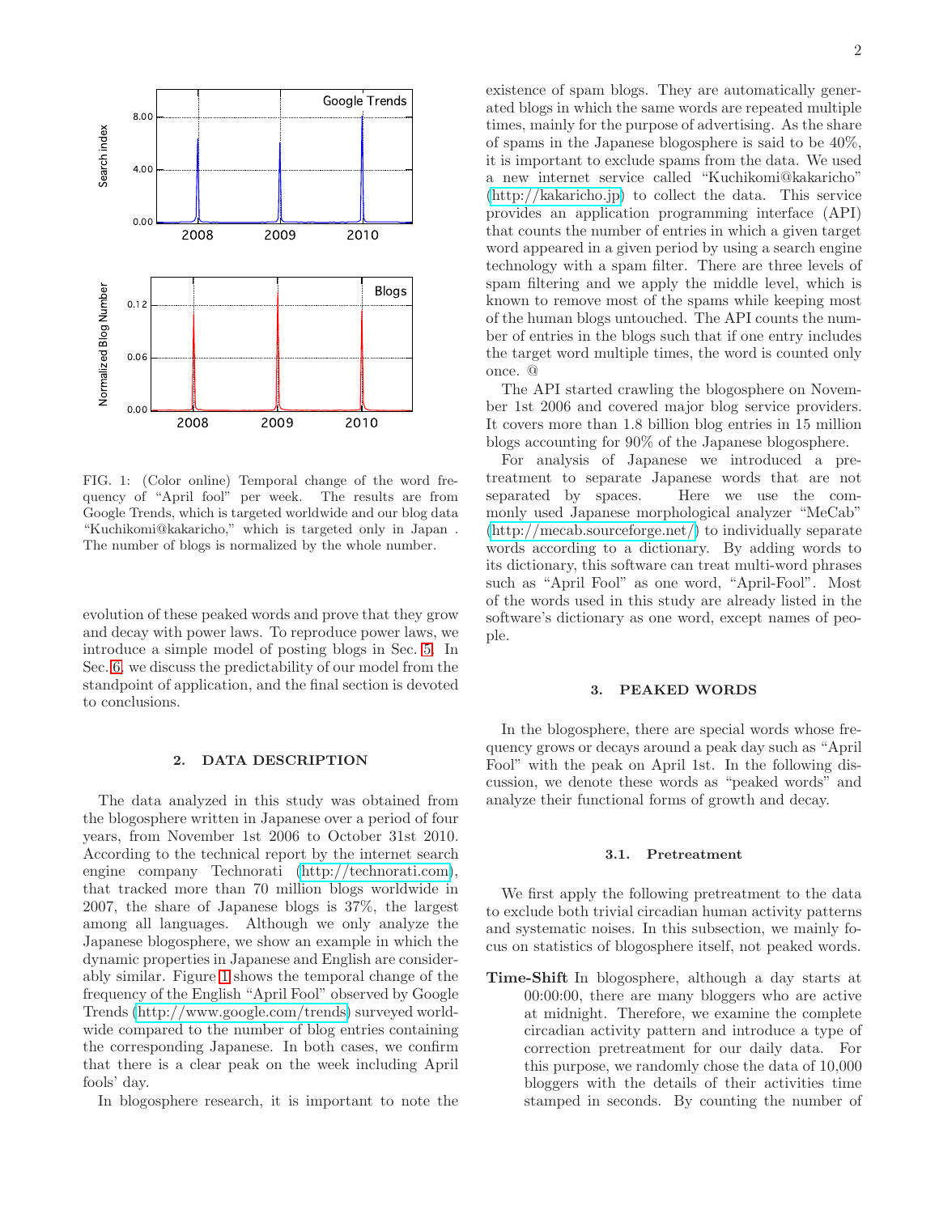FIG. 1: (Color online) Temporal change of the word frequency of "April fool" per week. The results are from Google Trends, which is targeted worldwide and our blog data "Kuchikomi@kakaricho," which is targeted only in Japan . The number of blogs is normalized by the whole number.

evolution of these peaked words and prove that they grow and decay with power laws. To reproduce power laws, we introduce a simple model of posting blogs in Sec. 5. In Sec. 6, we discuss the predictability of our model from the standpoint of application, and the final section is devoted to conclusions.

## 2. DATA DESCRIPTION

The data analyzed in this study was obtained from the blogosphere written in Japanese over a period of four years, from November 1st 2006 to October 31st 2010. According to the technical report by the internet search engine company Technorati (http://technorati.com), that tracked more than 70 million blogs worldwide in 2007, the share of Japanese blogs is 37%, the largest among all languages. Although we only analyze the Japanese blogosphere, we show an example in which the dynamic properties in Japanese and English are considerably similar. Figure 1 shows the temporal change of the frequency of the English "April Fool" observed by Google Trends (http://www.google.com/trends) surveyed worldwide compared to the number of blog entries containing the corresponding Japanese. In both cases, we confirm that there is a clear peak on the week including April fools' day.

In blogosphere research, it is important to note the existence of spam blogs. They are automatically generated blogs in which the same words are repeated multiple times, mainly for the purpose of advertising. As the share of spams in the Japanese blogosphere is said to be 40%, it is important to exclude spams from the data. We used a new internet service called "Kuchikomi@kakaricho" (http://kakaricho.jp) to collect the data. This service provides an application programming interface (API) that counts the number of entries in which a given target word appeared in a given period by using a search engine technology with a spam filter. There are three levels of spam filtering and we apply the middle level, which is known to remove most of the spams while keeping most of the human blogs untouched. The API counts the number of entries in the blogs such that if one entry includes the target word multiple times, the word is counted only once. @

The API started crawling the blogosphere on November 1st 2006 and covered major blog service providers. It covers more than 1.8 billion blog entries in 15 million blogs accounting for 90% of the Japanese blogosphere.

For analysis of Japanese we introduced a pretreatment to separate Japanese words that are not separated by spaces. Here we use the commonly used Japanese morphological analyzer "MeCab" (http://mecab.sourceforge.net/) to individually separate words according to a dictionary. By adding words to its dictionary, this software can treat multi-word phrases such as "April Fool" as one word, "April-Fool". Most of the words used in this study are already listed in the software's dictionary as one word, except names of people.

## 3. PEAKED WORDS

In the blogosphere, there are special words whose frequency grows or decays around a peak day such as "April Fool" with the peak on April 1st. In the following discussion, we denote these words as "peaked words" and analyze their functional forms of growth and decay.

### 3.1. Pretreatment

We first apply the following pretreatment to the data to exclude both trivial circadian human activity patterns and systematic noises. In this subsection, we mainly focus on statistics of blogosphere itself, not peaked words.

**Time-Shift** In blogosphere, although a day starts at 00:00:00, there are many bloggers who are active at midnight. Therefore, we examine the complete circadian activity pattern and introduce a type of correction pretreatment for our daily data. For this purpose, we randomly chose the data of 10,000 bloggers with the details of their activities time stamped in seconds. By counting the number of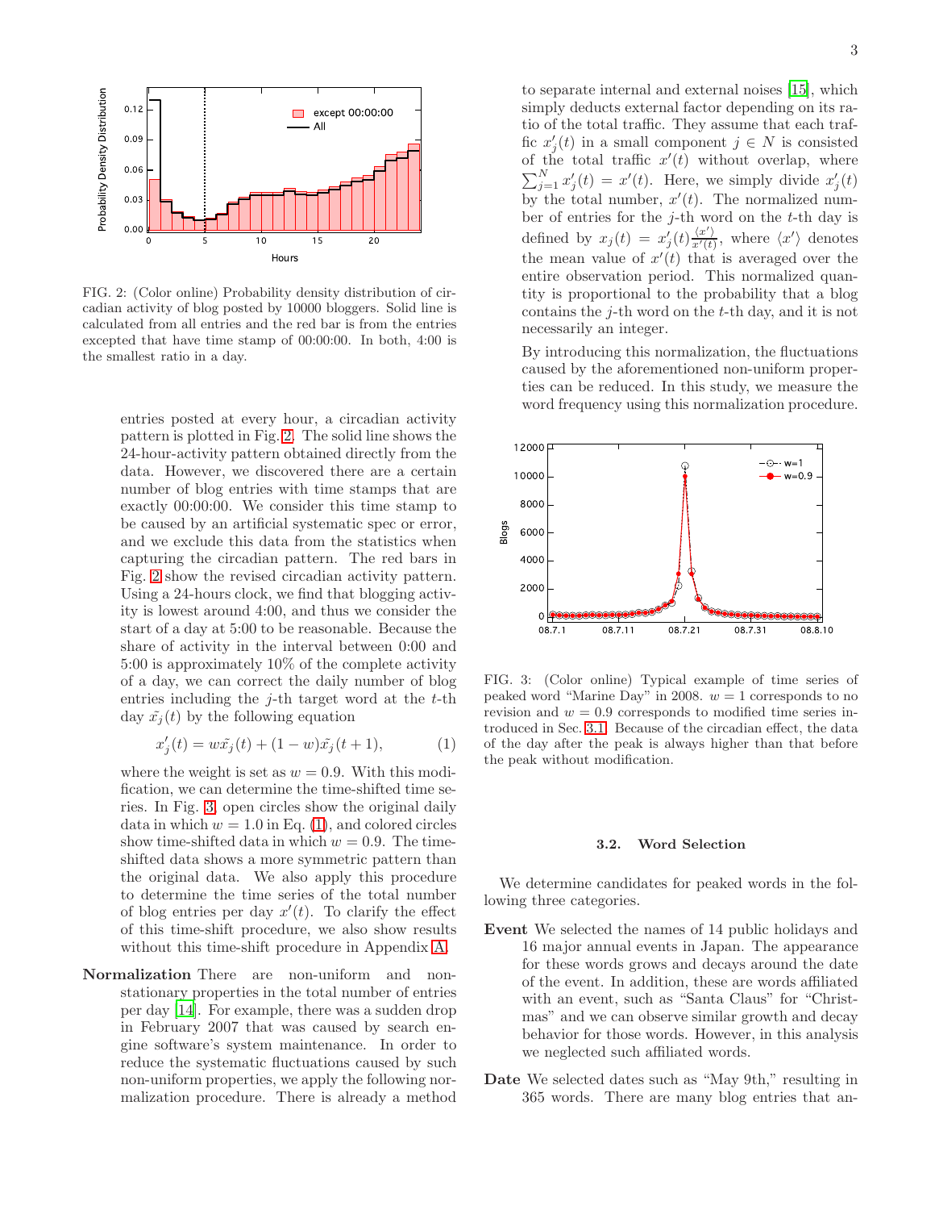FIG. 2: (Color online) Probability density distribution of circadian activity of blog posted by 10000 bloggers. Solid line is calculated from all entries and the red bar is from the entries excepted that have time stamp of 00:00:00. In both, 4:00 is the smallest ratio in a day.

entries posted at every hour, a circadian activity pattern is plotted in Fig. 2. The solid line shows the 24-hour-activity pattern obtained directly from the data. However, we discovered there are a certain number of blog entries with time stamps that are exactly 00:00:00. We consider this time stamp to be caused by an artificial systematic spec or error, and we exclude this data from the statistics when capturing the circadian pattern. The red bars in Fig. 2 show the revised circadian activity pattern. Using a 24-hours clock, we find that blogging activity is lowest around 4:00, and thus we consider the start of a day at 5:00 to be reasonable. Because the share of activity in the interval between 0:00 and 5:00 is approximately 10% of the complete activity of a day, we can correct the daily number of blog entries including the $j$-th target word at the $t$-th day $\tilde{x_j}(t)$ by the following equation

$$x'_j(t) = w\tilde{x_j}(t) + (1-w)\tilde{x_j}(t+1), \qquad (1)$$

where the weight is set as $w = 0.9$. With this modification, we can determine the time-shifted time series. In Fig. 3, open circles show the original daily data in which $w = 1.0$ in Eq. (1), and colored circles show time-shifted data in which $w = 0.9$. The time-shifted data shows a more symmetric pattern than the original data. We also apply this procedure to determine the time series of the total number of blog entries per day $x'(t)$. To clarify the effect of this time-shift procedure, we also show results without this time-shift procedure in Appendix A.

**Normalization** There are non-uniform and non-stationary properties in the total number of entries per day [14]. For example, there was a sudden drop in February 2007 that was caused by search engine software's system maintenance. In order to reduce the systematic fluctuations caused by such non-uniform properties, we apply the following normalization procedure. There is already a method to separate internal and external noises [15], which simply deducts external factor depending on its ratio of the total traffic. They assume that each traffic $x'_j(t)$ in a small component $j \in N$ is consisted of the total traffic $x'(t)$ without overlap, where $\sum_{j=1}^{N} x'_j(t) = x'(t)$. Here, we simply divide $x'_j(t)$ by the total number, $x'(t)$. The normalized number of entries for the $j$-th word on the $t$-th day is defined by $x_j(t) = x'_j(t)\frac{\langle x' \rangle}{x'(t)}$, where $\langle x' \rangle$ denotes the mean value of $x'(t)$ that is averaged over the entire observation period. This normalized quantity is proportional to the probability that a blog contains the $j$-th word on the $t$-th day, and it is not necessarily an integer.

By introducing this normalization, the fluctuations caused by the aforementioned non-uniform properties can be reduced. In this study, we measure the word frequency using this normalization procedure.

FIG. 3: (Color online) Typical example of time series of peaked word "Marine Day" in 2008. $w = 1$ corresponds to no revision and $w = 0.9$ corresponds to modified time series introduced in Sec. 3.1. Because of the circadian effect, the data of the day after the peak is always higher than that before the peak without modification.

### 3.2. Word Selection

We determine candidates for peaked words in the following three categories.

**Event** We selected the names of 14 public holidays and 16 major annual events in Japan. The appearance for these words grows and decays around the date of the event. In addition, these are words affiliated with an event, such as "Santa Claus" for "Christmas" and we can observe similar growth and decay behavior for those words. However, in this analysis we neglected such affiliated words.

**Date** We selected dates such as "May 9th," resulting in 365 words. There are many blog entries that an-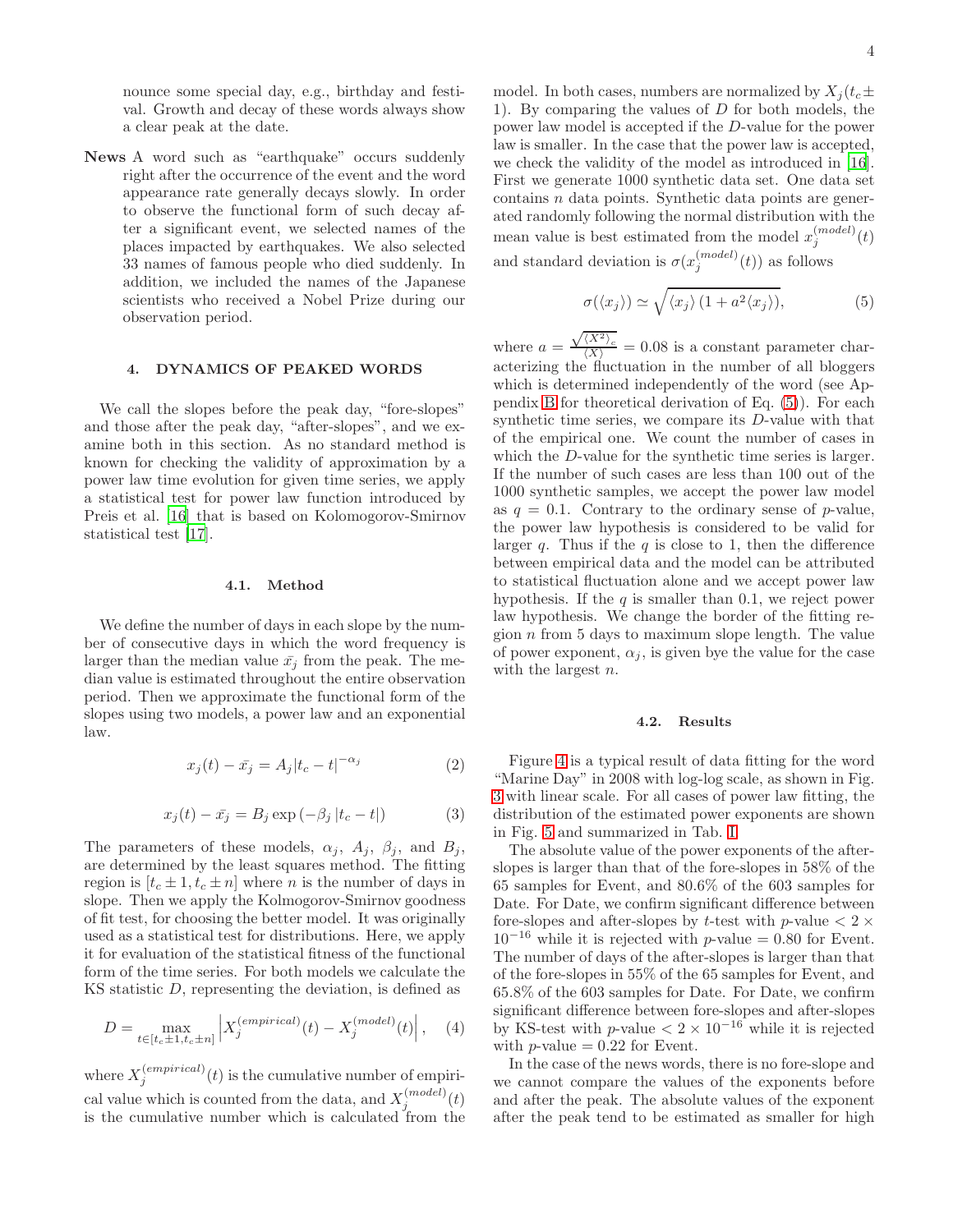nounce some special day, e.g., birthday and festival. Growth and decay of these words always show a clear peak at the date.

**News** A word such as "earthquake" occurs suddenly right after the occurrence of the event and the word appearance rate generally decays slowly. In order to observe the functional form of such decay after a significant event, we selected names of the places impacted by earthquakes. We also selected 33 names of famous people who died suddenly. In addition, we included the names of the Japanese scientists who received a Nobel Prize during our observation period.

## 4. DYNAMICS OF PEAKED WORDS

We call the slopes before the peak day, "fore-slopes" and those after the peak day, "after-slopes", and we examine both in this section. As no standard method is known for checking the validity of approximation by a power law time evolution for given time series, we apply a statistical test for power law function introduced by Preis et al. [16] that is based on Kolomogorov-Smirnov statistical test [17].

### 4.1. Method

We define the number of days in each slope by the number of consecutive days in which the word frequency is larger than the median value $\bar{x_j}$ from the peak. The median value is estimated throughout the entire observation period. Then we approximate the functional form of the slopes using two models, a power law and an exponential law.

$$x_j(t) - \bar{x_j} = A_j |t_c - t|^{-\alpha_j} \tag{2}$$

$$x_j(t) - \bar{x_j} = B_j \exp\left(-\beta_j \left|t_c - t\right|\right) \tag{3}$$

The parameters of these models, $\alpha_j$, $A_j$, $\beta_j$, and $B_j$, are determined by the least squares method. The fitting region is $[t_c \pm 1, t_c \pm n]$ where $n$ is the number of days in slope. Then we apply the Kolmogorov-Smirnov goodness of fit test, for choosing the better model. It was originally used as a statistical test for distributions. Here, we apply it for evaluation of the statistical fitness of the functional form of the time series. For both models we calculate the KS statistic $D$, representing the deviation, is defined as

$$D = \max_{t \in [t_c \pm 1, t_c \pm n]} \left| X_j^{(empirical)}(t) - X_j^{(model)}(t) \right|, \tag{4}$$

where $X_j^{(empirical)}(t)$ is the cumulative number of empirical value which is counted from the data, and $X_j^{(model)}(t)$ is the cumulative number which is calculated from the model. In both cases, numbers are normalized by $X_j(t_c \pm 1)$. By comparing the values of $D$ for both models, the power law model is accepted if the $D$-value for the power law is smaller. In the case that the power law is accepted, we check the validity of the model as introduced in [16]. First we generate 1000 synthetic data set. One data set contains $n$ data points. Synthetic data points are generated randomly following the normal distribution with the mean value is best estimated from the model $x_j^{(model)}(t)$ and standard deviation is $\sigma(x_j^{(model)}(t))$ as follows

$$\sigma(\langle x_j \rangle) \simeq \sqrt{\langle x_j \rangle \left(1 + a^2 \langle x_j \rangle\right)}, \tag{5}$$

where $a = \frac{\sqrt{\langle X^2 \rangle_c}}{\langle X \rangle} = 0.08$ is a constant parameter characterizing the fluctuation in the number of all bloggers which is determined independently of the word (see Appendix B for theoretical derivation of Eq. (5)). For each synthetic time series, we compare its $D$-value with that of the empirical one. We count the number of cases in which the $D$-value for the synthetic time series is larger. If the number of such cases are less than 100 out of the 1000 synthetic samples, we accept the power law model as $q = 0.1$. Contrary to the ordinary sense of $p$-value, the power law hypothesis is considered to be valid for larger $q$. Thus if the $q$ is close to 1, then the difference between empirical data and the model can be attributed to statistical fluctuation alone and we accept power law hypothesis. If the $q$ is smaller than 0.1, we reject power law hypothesis. We change the border of the fitting region $n$ from 5 days to maximum slope length. The value of power exponent, $\alpha_j$, is given bye the value for the case with the largest $n$.

### 4.2. Results

Figure 4 is a typical result of data fitting for the word "Marine Day" in 2008 with log-log scale, as shown in Fig. 3 with linear scale. For all cases of power law fitting, the distribution of the estimated power exponents are shown in Fig. 5 and summarized in Tab. I.

The absolute value of the power exponents of the after-slopes is larger than that of the fore-slopes in 58% of the 65 samples for Event, and 80.6% of the 603 samples for Date. For Date, we confirm significant difference between fore-slopes and after-slopes by $t$-test with $p$-value $< 2 \times 10^{-16}$ while it is rejected with $p$-value $= 0.80$ for Event. The number of days of the after-slopes is larger than that of the fore-slopes in 55% of the 65 samples for Event, and 65.8% of the 603 samples for Date. For Date, we confirm significant difference between fore-slopes and after-slopes by KS-test with $p$-value $< 2 \times 10^{-16}$ while it is rejected with $p$-value $= 0.22$ for Event.

In the case of the news words, there is no fore-slope and we cannot compare the values of the exponents before and after the peak. The absolute values of the exponent after the peak tend to be estimated as smaller for high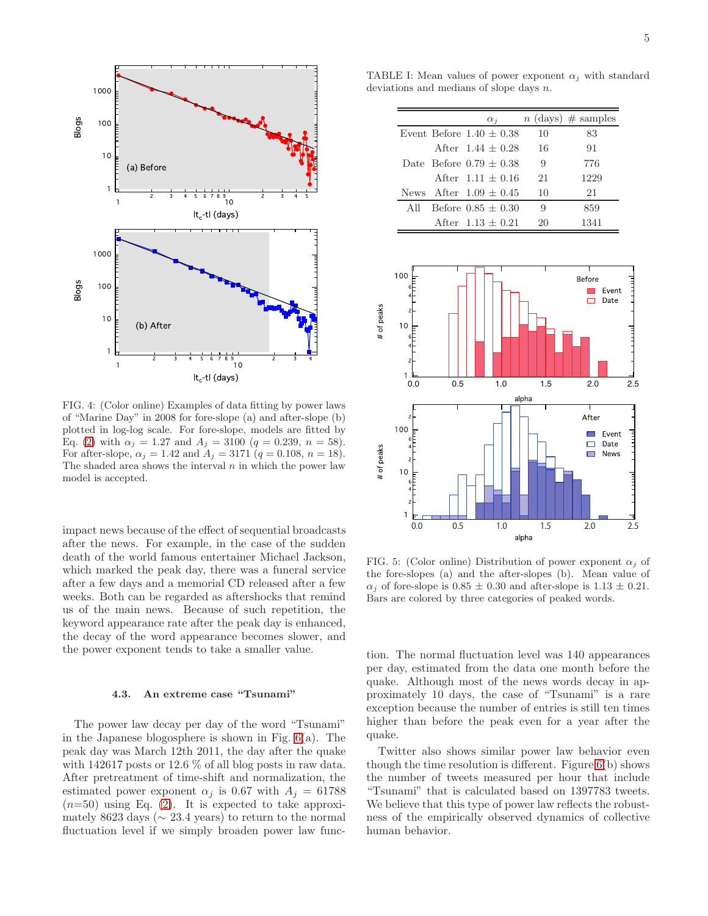FIG. 4: (Color online) Examples of data fitting by power laws of "Marine Day" in 2008 for fore-slope (a) and after-slope (b) plotted in log-log scale. For fore-slope, models are fitted by Eq. (2) with $\alpha_j = 1.27$ and $A_j = 3100$ ($q = 0.239$, $n = 58$). For after-slope, $\alpha_j = 1.42$ and $A_j = 3171$ ($q = 0.108$, $n = 18$). The shaded area shows the interval $n$ in which the power law model is accepted.

impact news because of the effect of sequential broadcasts after the news. For example, in the case of the sudden death of the world famous entertainer Michael Jackson, which marked the peak day, there was a funeral service after a few days and a memorial CD released after a few weeks. Both can be regarded as aftershocks that remind us of the main news. Because of such repetition, the keyword appearance rate after the peak day is enhanced, the decay of the word appearance becomes slower, and the power exponent tends to take a smaller value.

### 4.3. An extreme case "Tsunami"

The power law decay per day of the word "Tsunami" in the Japanese blogosphere is shown in Fig. 6(a). The peak day was March 12th 2011, the day after the quake with 142617 posts or 12.6 % of all blog posts in raw data. After pretreatment of time-shift and normalization, the estimated power exponent $\alpha_j$ is 0.67 with $A_j = 61788$ ($n$=50) using Eq. (2). It is expected to take approximately 8623 days ($\sim$ 23.4 years) to return to the normal fluctuation level if we simply broaden power law function. The normal fluctuation level was 140 appearances per day, estimated from the data one month before the quake. Although most of the news words decay in approximately 10 days, the case of "Tsunami" is a rare exception because the number of entries is still ten times higher than before the peak even for a year after the quake.

Twitter also shows similar power law behavior even though the time resolution is different. Figure 6(b) shows the number of tweets measured per hour that include "Tsunami" that is calculated based on 1397783 tweets. We believe that this type of power law reflects the robustness of the empirically observed dynamics of collective human behavior.

TABLE I: Mean values of power exponent $\alpha_j$ with standard deviations and medians of slope days $n$.

| | | $\alpha_j$ | $n$ (days) | # samples |
|---|---|---|---|---|
| Event | Before | $1.40 \pm 0.38$ | 10 | 83 |
| | After | $1.44 \pm 0.28$ | 16 | 91 |
| Date | Before | $0.79 \pm 0.38$ | 9 | 776 |
| | After | $1.11 \pm 0.16$ | 21 | 1229 |
| News | After | $1.09 \pm 0.45$ | 10 | 21 |
| All | Before | $0.85 \pm 0.30$ | 9 | 859 |
| | After | $1.13 \pm 0.21$ | 20 | 1341 |

FIG. 5: (Color online) Distribution of power exponent $\alpha_j$ of the fore-slopes (a) and the after-slopes (b). Mean value of $\alpha_j$ of fore-slope is $0.85 \pm 0.30$ and after-slope is $1.13 \pm 0.21$. Bars are colored by three categories of peaked words.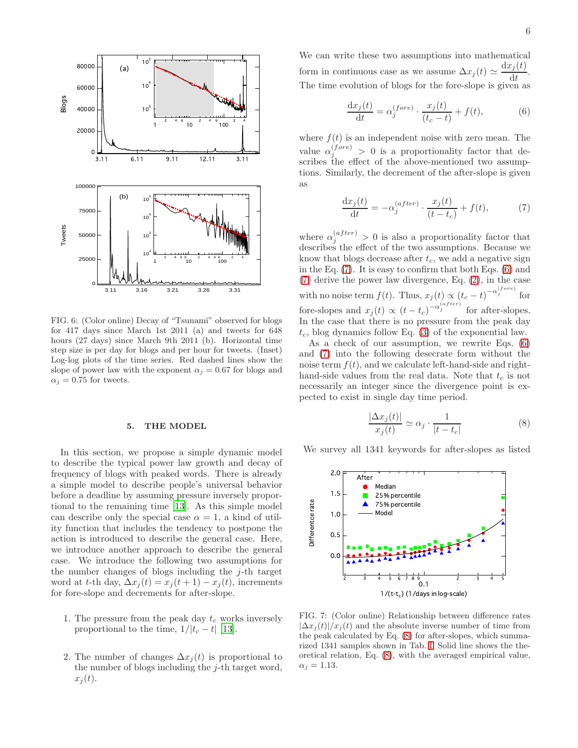FIG. 6: (Color online) Decay of "Tsunami" observed for blogs for 417 days since March 1st 2011 (a) and tweets for 648 hours (27 days) since March 9th 2011 (b). Horizontal time step size is per day for blogs and per hour for tweets. (Inset) Log-log plots of the time series. Red dashed lines show the slope of power law with the exponent $\alpha_j = 0.67$ for blogs and $\alpha_j = 0.75$ for tweets.

## 5. THE MODEL

In this section, we propose a simple dynamic model to describe the typical power law growth and decay of frequency of blogs with peaked words. There is already a simple model to describe people's universal behavior before a deadline by assuming pressure inversely proportional to the remaining time [13]. As this simple model can describe only the special case $\alpha = 1$, a kind of utility function that includes the tendency to postpone the action is introduced to describe the general case. Here, we introduce another approach to describe the general case. We introduce the following two assumptions for the number changes of blogs including the $j$-th target word at $t$-th day, $\Delta x_j(t) = x_j(t+1) - x_j(t)$, increments for fore-slope and decrements for after-slope.

1. The pressure from the peak day $t_c$ works inversely proportional to the time, $1/|t_c - t|$ [13].

2. The number of changes $\Delta x_j(t)$ is proportional to the number of blogs including the $j$-th target word, $x_j(t)$.

We can write these two assumptions into mathematical form in continuous case as we assume $\Delta x_j(t) \simeq \frac{\mathrm{d}x_j(t)}{\mathrm{d}t}$. The time evolution of blogs for the fore-slope is given as

$$\frac{\mathrm{d}x_j(t)}{\mathrm{d}t} = \alpha_j^{(fore)} \cdot \frac{x_j(t)}{(t_c - t)} + f(t), \tag{6}$$

where $f(t)$ is an independent noise with zero mean. The value $\alpha_j^{(fore)} > 0$ is a proportionality factor that describes the effect of the above-mentioned two assumptions. Similarly, the decrement of the after-slope is given as

$$\frac{\mathrm{d}x_j(t)}{\mathrm{d}t} = -\alpha_j^{(after)} \cdot \frac{x_j(t)}{(t - t_c)} + f(t), \tag{7}$$

where $\alpha_j^{(after)} > 0$ is also a proportionality factor that describes the effect of the two assumptions. Because we know that blogs decrease after $t_c$, we add a negative sign in the Eq. (7). It is easy to confirm that both Eqs. (6) and (7) derive the power law divergence, Eq. (2), in the case with no noise term $f(t)$. Thus, $x_j(t) \propto (t_c - t)^{-\alpha_j^{(fore)}}$ for fore-slopes and $x_j(t) \propto (t - t_c)^{-\alpha_j^{(after)}}$ for after-slopes. In the case that there is no pressure from the peak day $t_c$, blog dynamics follow Eq. (3) of the exponential law.

As a check of our assumption, we rewrite Eqs. (6) and (7) into the following desecrate form without the noise term $f(t)$, and we calculate left-hand-side and right-hand-side values from the real data. Note that $t_c$ is not necessarily an integer since the divergence point is expected to exist in single day time period.

$$\frac{|\Delta x_j(t)|}{x_j(t)} \simeq \alpha_j \cdot \frac{1}{|t - t_c|} \tag{8}$$

We survey all 1341 keywords for after-slopes as listed

FIG. 7: (Color online) Relationship between difference rates $|\Delta x_j(t)|/x_j(t)$ and the absolute inverse number of time from the peak calculated by Eq. (8) for after-slopes, which summarized 1341 samples shown in Tab. I. Solid line shows the theoretical relation, Eq. (8), with the averaged empirical value, $\alpha_j = 1.13$.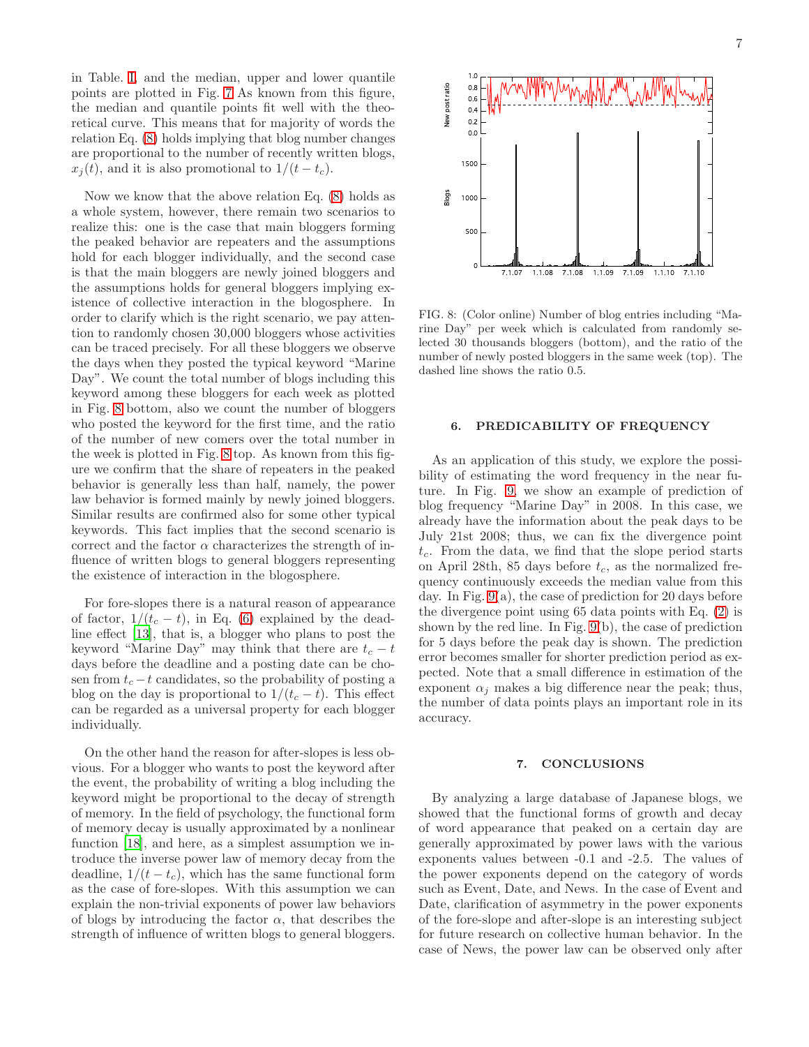in Table. I, and the median, upper and lower quantile points are plotted in Fig. 7 As known from this figure, the median and quantile points fit well with the theoretical curve. This means that for majority of words the relation Eq. (8) holds implying that blog number changes are proportional to the number of recently written blogs, $x_j(t)$, and it is also promotional to $1/(t-t_c)$.

Now we know that the above relation Eq. (8) holds as a whole system, however, there remain two scenarios to realize this: one is the case that main bloggers forming the peaked behavior are repeaters and the assumptions hold for each blogger individually, and the second case is that the main bloggers are newly joined bloggers and the assumptions holds for general bloggers implying existence of collective interaction in the blogosphere. In order to clarify which is the right scenario, we pay attention to randomly chosen 30,000 bloggers whose activities can be traced precisely. For all these bloggers we observe the days when they posted the typical keyword "Marine Day". We count the total number of blogs including this keyword among these bloggers for each week as plotted in Fig. 8 bottom, also we count the number of bloggers who posted the keyword for the first time, and the ratio of the number of new comers over the total number in the week is plotted in Fig. 8 top. As known from this figure we confirm that the share of repeaters in the peaked behavior is generally less than half, namely, the power law behavior is formed mainly by newly joined bloggers. Similar results are confirmed also for some other typical keywords. This fact implies that the second scenario is correct and the factor $\alpha$ characterizes the strength of influence of written blogs to general bloggers representing the existence of interaction in the blogosphere.

For fore-slopes there is a natural reason of appearance of factor, $1/(t_c-t)$, in Eq. (6) explained by the deadline effect [13], that is, a blogger who plans to post the keyword "Marine Day" may think that there are $t_c-t$ days before the deadline and a posting date can be chosen from $t_c-t$ candidates, so the probability of posting a blog on the day is proportional to $1/(t_c-t)$. This effect can be regarded as a universal property for each blogger individually.

On the other hand the reason for after-slopes is less obvious. For a blogger who wants to post the keyword after the event, the probability of writing a blog including the keyword might be proportional to the decay of strength of memory. In the field of psychology, the functional form of memory decay is usually approximated by a nonlinear function [18], and here, as a simplest assumption we introduce the inverse power law of memory decay from the deadline, $1/(t-t_c)$, which has the same functional form as the case of fore-slopes. With this assumption we can explain the non-trivial exponents of power law behaviors of blogs by introducing the factor $\alpha$, that describes the strength of influence of written blogs to general bloggers.

FIG. 8: (Color online) Number of blog entries including "Marine Day" per week which is calculated from randomly selected 30 thousands bloggers (bottom), and the ratio of the number of newly posted bloggers in the same week (top). The dashed line shows the ratio 0.5.

## 6. PREDICABILITY OF FREQUENCY

As an application of this study, we explore the possibility of estimating the word frequency in the near future. In Fig. 9, we show an example of prediction of blog frequency "Marine Day" in 2008. In this case, we already have the information about the peak days to be July 21st 2008; thus, we can fix the divergence point $t_c$. From the data, we find that the slope period starts on April 28th, 85 days before $t_c$, as the normalized frequency continuously exceeds the median value from this day. In Fig. 9(a), the case of prediction for 20 days before the divergence point using 65 data points with Eq. (2) is shown by the red line. In Fig. 9(b), the case of prediction for 5 days before the peak day is shown. The prediction error becomes smaller for shorter prediction period as expected. Note that a small difference in estimation of the exponent $\alpha_j$ makes a big difference near the peak; thus, the number of data points plays an important role in its accuracy.

## 7. CONCLUSIONS

By analyzing a large database of Japanese blogs, we showed that the functional forms of growth and decay of word appearance that peaked on a certain day are generally approximated by power laws with the various exponents values between -0.1 and -2.5. The values of the power exponents depend on the category of words such as Event, Date, and News. In the case of Event and Date, clarification of asymmetry in the power exponents of the fore-slope and after-slope is an interesting subject for future research on collective human behavior. In the case of News, the power law can be observed only after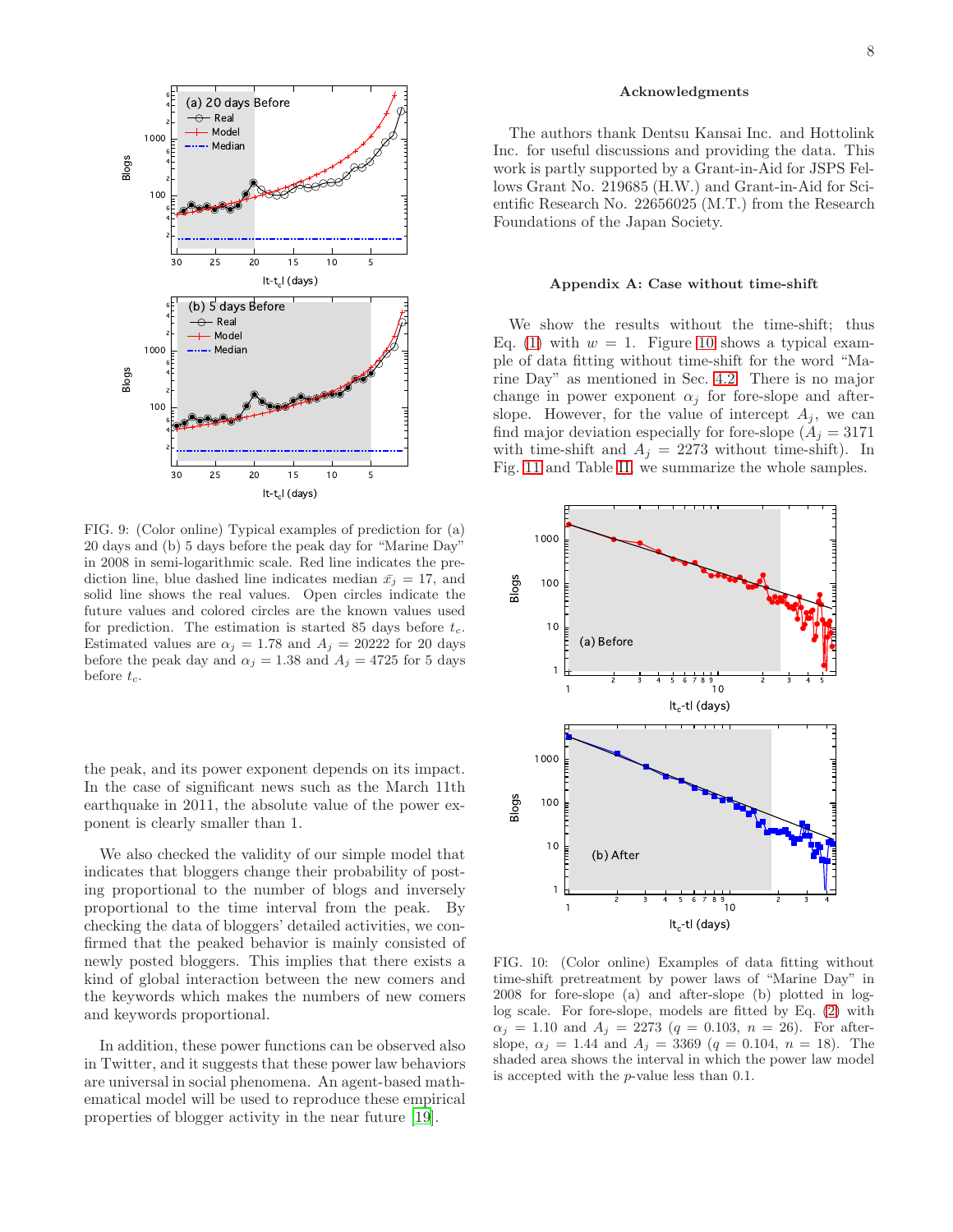FIG. 9: (Color online) Typical examples of prediction for (a) 20 days and (b) 5 days before the peak day for "Marine Day" in 2008 in semi-logarithmic scale. Red line indicates the prediction line, blue dashed line indicates median $\bar{x}_j = 17$, and solid line shows the real values. Open circles indicate the future values and colored circles are the known values used for prediction. The estimation is started 85 days before $t_c$. Estimated values are $\alpha_j = 1.78$ and $A_j = 20222$ for 20 days before the peak day and $\alpha_j = 1.38$ and $A_j = 4725$ for 5 days before $t_c$.

the peak, and its power exponent depends on its impact. In the case of significant news such as the March 11th earthquake in 2011, the absolute value of the power exponent is clearly smaller than 1.

We also checked the validity of our simple model that indicates that bloggers change their probability of posting proportional to the number of blogs and inversely proportional to the time interval from the peak. By checking the data of bloggers' detailed activities, we confirmed that the peaked behavior is mainly consisted of newly posted bloggers. This implies that there exists a kind of global interaction between the new comers and the keywords which makes the numbers of new comers and keywords proportional.

In addition, these power functions can be observed also in Twitter, and it suggests that these power law behaviors are universal in social phenomena. An agent-based mathematical model will be used to reproduce these empirical properties of blogger activity in the near future [19].

## Acknowledgments

The authors thank Dentsu Kansai Inc. and Hottolink Inc. for useful discussions and providing the data. This work is partly supported by a Grant-in-Aid for JSPS Fellows Grant No. 219685 (H.W.) and Grant-in-Aid for Scientific Research No. 22656025 (M.T.) from the Research Foundations of the Japan Society.

## Appendix A: Case without time-shift

We show the results without the time-shift; thus Eq. (1) with $w = 1$. Figure 10 shows a typical example of data fitting without time-shift for the word "Marine Day" as mentioned in Sec. 4.2. There is no major change in power exponent $\alpha_j$ for fore-slope and after-slope. However, for the value of intercept $A_j$, we can find major deviation especially for fore-slope ($A_j = 3171$ with time-shift and $A_j = 2273$ without time-shift). In Fig. 11 and Table II, we summarize the whole samples.

FIG. 10: (Color online) Examples of data fitting without time-shift pretreatment by power laws of "Marine Day" in 2008 for fore-slope (a) and after-slope (b) plotted in log-log scale. For fore-slope, models are fitted by Eq. (2) with $\alpha_j = 1.10$ and $A_j = 2273$ ($q = 0.103$, $n = 26$). For after-slope, $\alpha_j = 1.44$ and $A_j = 3369$ ($q = 0.104$, $n = 18$). The shaded area shows the interval in which the power law model is accepted with the $p$-value less than 0.1.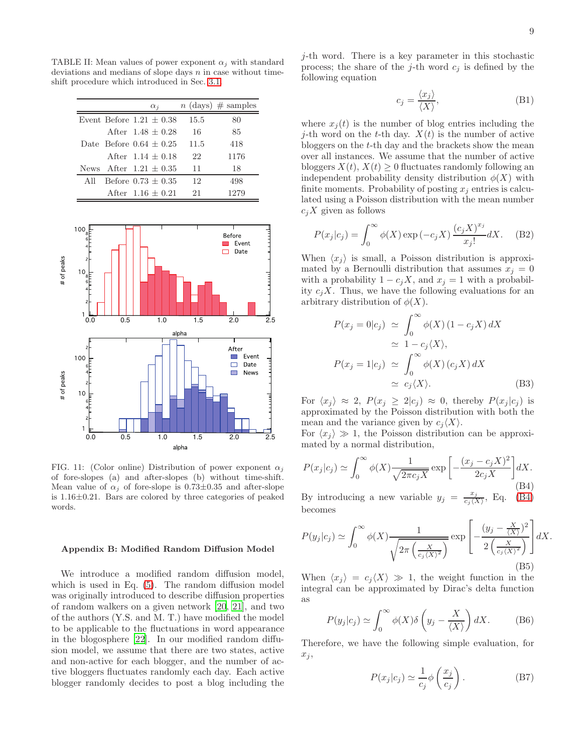TABLE II: Mean values of power exponent $\alpha_j$ with standard deviations and medians of slope days $n$ in case without time-shift procedure which introduced in Sec. 3.1.

| | | $\alpha_j$ | $n$ (days) | # samples |
|---|---|---|---|---|
| Event | Before | 1.21 ± 0.38 | 15.5 | 80 |
| | After | 1.48 ± 0.28 | 16 | 85 |
| Date | Before | 0.64 ± 0.25 | 11.5 | 418 |
| | After | 1.14 ± 0.18 | 22 | 1176 |
| News | After | 1.21 ± 0.35 | 11 | 18 |
| All | Before | 0.73 ± 0.35 | 12 | 498 |
| | After | 1.16 ± 0.21 | 21 | 1279 |

FIG. 11: (Color online) Distribution of power exponent $\alpha_j$ of fore-slopes (a) and after-slopes (b) without time-shift. Mean value of $\alpha_j$ of fore-slope is 0.73±0.35 and after-slope is 1.16±0.21. Bars are colored by three categories of peaked words.

### Appendix B: Modified Random Diffusion Model

We introduce a modified random diffusion model, which is used in Eq. (5). The random diffusion model was originally introduced to describe diffusion properties of random walkers on a given network [20, 21], and two of the authors (Y.S. and M. T.) have modified the model to be applicable to the fluctuations in word appearance in the blogosphere [22]. In our modified random diffusion model, we assume that there are two states, active and non-active for each blogger, and the number of active bloggers fluctuates randomly each day. Each active blogger randomly decides to post a blog including the $j$-th word. There is a key parameter in this stochastic process; the share of the $j$-th word $c_j$ is defined by the following equation

$$c_j = \frac{\langle x_j \rangle}{\langle X \rangle}, \tag{B1}$$

where $x_j(t)$ is the number of blog entries including the $j$-th word on the $t$-th day. $X(t)$ is the number of active bloggers on the $t$-th day and the brackets show the mean over all instances. We assume that the number of active bloggers $X(t)$, $X(t) \geq 0$ fluctuates randomly following an independent probability density distribution $\phi(X)$ with finite moments. Probability of posting $x_j$ entries is calculated using a Poisson distribution with the mean number $c_j X$ given as follows

$$P(x_j|c_j) = \int_0^\infty \phi(X) \exp\left(-c_j X\right) \frac{(c_j X)^{x_j}}{x_j!} dX. \tag{B2}$$

When $\langle x_j \rangle$ is small, a Poisson distribution is approximated by a Bernoulli distribution that assumes $x_j = 0$ with a probability $1 - c_j X$, and $x_j = 1$ with a probability $c_j X$. Thus, we have the following evaluations for an arbitrary distribution of $\phi(X)$.

$$\begin{aligned} P(x_j = 0|c_j) &\simeq \int_0^\infty \phi(X)\left(1 - c_j X\right) dX \\ &\simeq 1 - c_j \langle X \rangle, \\ P(x_j = 1|c_j) &\simeq \int_0^\infty \phi(X)\left(c_j X\right) dX \\ &\simeq c_j \langle X \rangle. \end{aligned} \tag{B3}$$

For $\langle x_j \rangle \approx 2$, $P(x_j \geq 2|c_j) \approx 0$, thereby $P(x_j|c_j)$ is approximated by the Poisson distribution with both the mean and the variance given by $c_j \langle X \rangle$.
For $\langle x_j \rangle \gg 1$, the Poisson distribution can be approximated by a normal distribution,

$$P(x_j|c_j) \simeq \int_0^\infty \phi(X) \frac{1}{\sqrt{2\pi c_j X}} \exp\left[-\frac{(x_j - c_j X)^2}{2 c_j X}\right] dX. \tag{B4}$$

By introducing a new variable $y_j = \frac{x_j}{c_j \langle X \rangle}$, Eq. (B4) becomes

$$P(y_j|c_j) \simeq \int_0^\infty \phi(X) \frac{1}{\sqrt{2\pi \left(\frac{X}{c_j \langle X \rangle^2}\right)}} \exp\left[-\frac{\left(y_j - \frac{X}{\langle X \rangle}\right)^2}{2\left(\frac{X}{c_j \langle X \rangle^2}\right)}\right] dX. \tag{B5}$$

When $\langle x_j \rangle = c_j \langle X \rangle \gg 1$, the weight function in the integral can be approximated by Dirac's delta function as

$$P(y_j|c_j) \simeq \int_0^\infty \phi(X) \delta\left(y_j - \frac{X}{\langle X \rangle}\right) dX. \tag{B6}$$

Therefore, we have the following simple evaluation, for $x_j$,

$$P(x_j|c_j) \simeq \frac{1}{c_j} \phi\left(\frac{x_j}{c_j}\right). \tag{B7}$$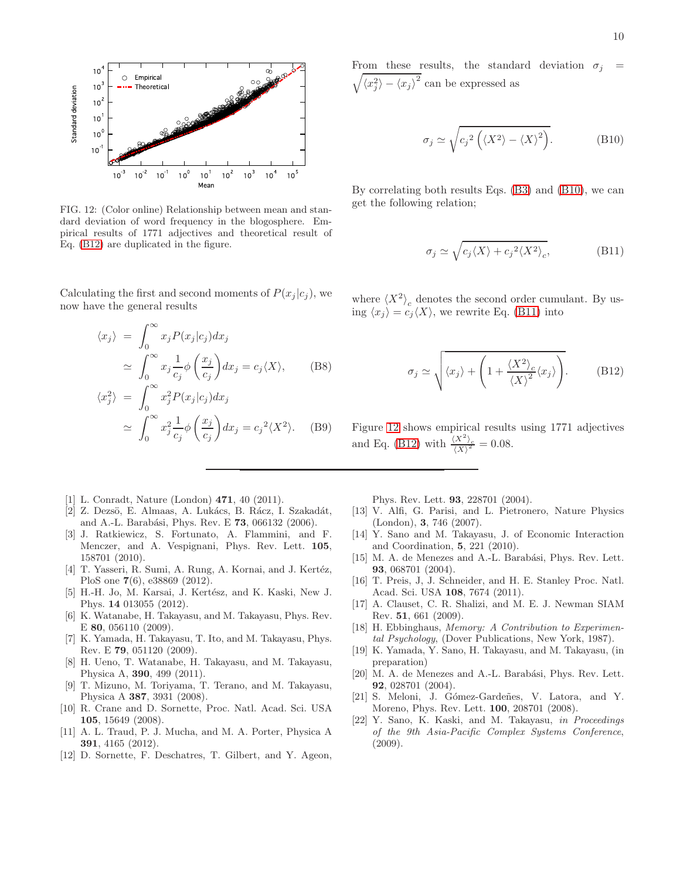Standard deviation

Mean

Empirical

Theoretical

$10^{4}$ $10^{3}$ $10^{2}$ $10^{1}$ $10^{0}$ $10^{-1}$

$10^{-3}$ $10^{-2}$ $10^{-1}$ $10^{0}$ $10^{1}$ $10^{2}$ $10^{3}$ $10^{4}$ $10^{5}$

FIG. 12: (Color online) Relationship between mean and standard deviation of word frequency in the blogosphere. Empirical results of 1771 adjectives and theoretical result of Eq. (B12) are duplicated in the figure.

Calculating the first and second moments of $P(x_j|c_j)$, we now have the general results

$$
\begin{aligned}
\langle x_j \rangle &= \int_0^\infty x_j P(x_j|c_j) dx_j \\
&\simeq \int_0^\infty x_j \frac{1}{c_j} \phi\left(\frac{x_j}{c_j}\right) dx_j = c_j \langle X \rangle, \qquad \text{(B8)}\\
\langle x_j^2 \rangle &= \int_0^\infty x_j^2 P(x_j|c_j) dx_j \\
&\simeq \int_0^\infty x_j^2 \frac{1}{c_j} \phi\left(\frac{x_j}{c_j}\right) dx_j = {c_j}^2 \langle X^2 \rangle. \qquad \text{(B9)}
\end{aligned}
$$

From these results, the standard deviation $\sigma_j = \sqrt{\langle x_j^2 \rangle - \langle x_j \rangle^2}$ can be expressed as

$$
\sigma_j \simeq \sqrt{{c_j}^2 \left(\langle X^2 \rangle - \langle X \rangle^2\right)}. \qquad \text{(B10)}
$$

By correlating both results Eqs. (B3) and (B10), we can get the following relation;

$$
\sigma_j \simeq \sqrt{c_j \langle X \rangle + {c_j}^2 \langle X^2 \rangle_c}, \qquad \text{(B11)}
$$

where $\langle X^2 \rangle_c$ denotes the second order cumulant. By using $\langle x_j \rangle = c_j \langle X \rangle$, we rewrite Eq. (B11) into

$$
\sigma_j \simeq \sqrt{\langle x_j \rangle + \left(1 + \frac{\langle X^2 \rangle_c}{\langle X \rangle^2} \langle x_j \rangle\right)}. \qquad \text{(B12)}
$$

Figure 12 shows empirical results using 1771 adjectives and Eq. (B12) with $\frac{\langle X^2 \rangle_c}{\langle X \rangle^2} = 0.08$.

---

[1] L. Conradt, Nature (London) **471**, 40 (2011).

[2] Z. Dezsö, E. Almaas, A. Lukács, B. Rácz, I. Szakadát, and A.-L. Barabási, Phys. Rev. E **73**, 066132 (2006).

[3] J. Ratkiewicz, S. Fortunato, A. Flammini, and F. Menczer, and A. Vespignani, Phys. Rev. Lett. **105**, 158701 (2010).

[4] T. Yasseri, R. Sumi, A. Rung, A. Kornai, and J. Kertéz, PloS one **7**(6), e38869 (2012).

[5] H.-H. Jo, M. Karsai, J. Kertész, and K. Kaski, New J. Phys. **14** 013055 (2012).

[6] K. Watanabe, H. Takayasu, and M. Takayasu, Phys. Rev. E **80**, 056110 (2009).

[7] K. Yamada, H. Takayasu, T. Ito, and M. Takayasu, Phys. Rev. E **79**, 051120 (2009).

[8] H. Ueno, T. Watanabe, H. Takayasu, and M. Takayasu, Physica A, **390**, 499 (2011).

[9] T. Mizuno, M. Toriyama, T. Terano, and M. Takayasu, Physica A **387**, 3931 (2008).

[10] R. Crane and D. Sornette, Proc. Natl. Acad. Sci. USA **105**, 15649 (2008).

[11] A. L. Traud, P. J. Mucha, and M. A. Porter, Physica A **391**, 4165 (2012).

[12] D. Sornette, F. Deschatres, T. Gilbert, and Y. Ageon, Phys. Rev. Lett. **93**, 228701 (2004).

[13] V. Alfi, G. Parisi, and L. Pietronero, Nature Physics (London), **3**, 746 (2007).

[14] Y. Sano and M. Takayasu, J. of Economic Interaction and Coordination, **5**, 221 (2010).

[15] M. A. de Menezes and A.-L. Barabási, Phys. Rev. Lett. **93**, 068701 (2004).

[16] T. Preis, J, J. Schneider, and H. E. Stanley Proc. Natl. Acad. Sci. USA **108**, 7674 (2011).

[17] A. Clauset, C. R. Shalizi, and M. E. J. Newman SIAM Rev. **51**, 661 (2009).

[18] H. Ebbinghaus, *Memory: A Contribution to Experimental Psychology*, (Dover Publications, New York, 1987).

[19] K. Yamada, Y. Sano, H. Takayasu, and M. Takayasu, (in preparation)

[20] M. A. de Menezes and A.-L. Barabási, Phys. Rev. Lett. **92**, 028701 (2004).

[21] S. Meloni, J. Gómez-Gardeñes, V. Latora, and Y. Moreno, Phys. Rev. Lett. **100**, 208701 (2008).

[22] Y. Sano, K. Kaski, and M. Takayasu, *in Proceedings of the 9th Asia-Pacific Complex Systems Conference*, (2009).